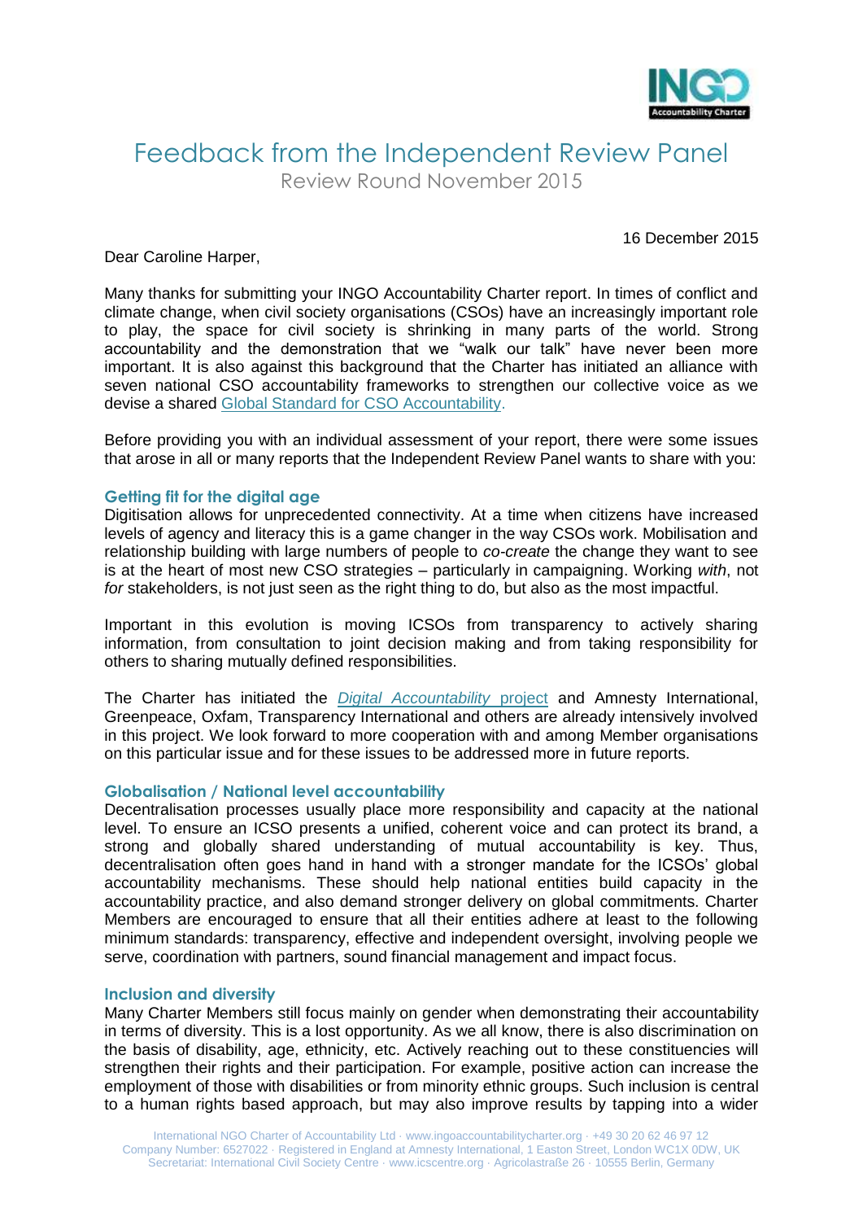# Feedback from the Independent Review Panel

Review Round November 2015

16 December 2015

Dear Caroline Harper,

Many thanks for submitting your INGO Accountability Charter report. In times of conflict and climate change, when civil society organisations (CSOs) have an increasingly important role to play, the space for civil society is shrinking in many parts of the world. Strong accountability and the demonstration that we "walk our talk" have never been more important. It is also against this background that the Charter has initiated an alliance with seven national CSO accountability frameworks to strengthen our collective voice as we devise a shared Global Standard for CSO Accountability.

Before providing you with an individual assessment of your report, there were some issues that arose in all or many reports that the Independent Review Panel wants to share with you:

### Getting fit for the digital age

Digitisation allows for unprecedented connectivity. At a time when citizens have increased levels of agency and literacy this is a game changer in the way CSOs work. Mobilisation and relationship building with large numbers of people to *co-create* the change they want to see is at the heart of most new CSO strategies – particularly in campaigning. Working *with*, not *for* stakeholders, is not just seen as the right thing to do, but also as the most impactful.

Important in this evolution is moving ICSOs from transparency to actively sharing information, from consultation to joint decision making and from taking responsibility for others to sharing mutually defined responsibilities.

The Charter has initiated the *Digital Accountability* project and Amnesty International, Greenpeace, Oxfam, Transparency International and others are already intensively involved in this project. We look forward to more cooperation with and among Member organisations on this particular issue and for these issues to be addressed more in future reports.

### Globalisation / National level accountability

Decentralisation processes usually place more responsibility and capacity at the national level. To ensure an ICSO presents a unified, coherent voice and can protect its brand, a strong and globally shared understanding of mutual accountability is key. Thus, decentralisation often goes hand in hand with a stronger mandate for the ICSOs' global accountability mechanisms. These should help national entities build capacity in the accountability practice, and also demand stronger delivery on global commitments. Charter Members are encouraged to ensure that all their entities adhere at least to the following minimum standards: transparency, effective and independent oversight, involving people we serve, coordination with partners, sound financial management and impact focus.

### Inclusion and diversity

Many Charter Members still focus mainly on gender when demonstrating their accountability in terms of diversity. This is a lost opportunity. As we all know, there is also discrimination on the basis of disability, age, ethnicity, etc. Actively reaching out to these constituencies will strengthen their rights and their participation. For example, positive action can increase the employment of those with disabilities or from minority ethnic groups. Such inclusion is central to a human rights based approach, but may also improve results by tapping into a wider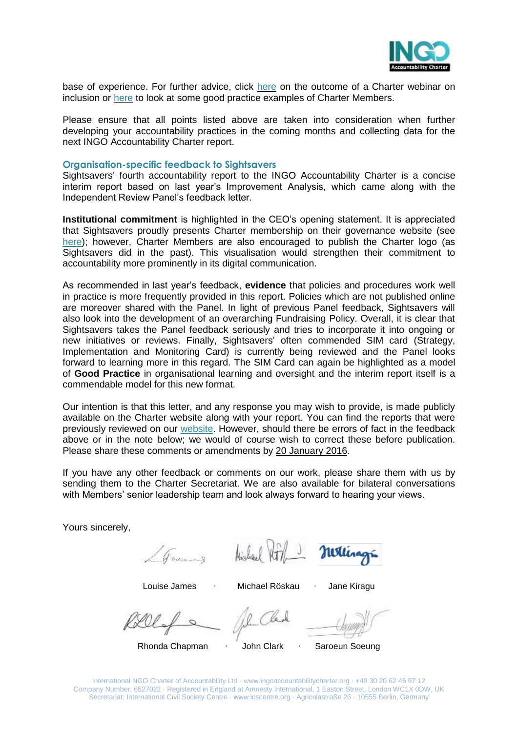base of experience. For further advice, click here on the outcome of a Charter webinar on inclusion or here to look at some good practice examples of Charter Members.

Please ensure that all points listed above are taken into consideration when further developing your accountability practices in the coming months and collecting data for the next INGO Accountability Charter report.

### Organisation-specific feedback to Sightsavers

Sightsavers' fourth accountability report to the INGO Accountability Charter is a concise interim report based on last year's Improvement Analysis, which came along with the Independent Review Panel's feedback letter.

**Institutional commitment** is highlighted in the CEO's opening statement. It is appreciated that Sightsavers proudly presents Charter membership on their governance website (see here); however, Charter Members are also encouraged to publish the Charter logo (as Sightsavers did in the past). This visualisation would strengthen their commitment to accountability more prominently in its digital communication.

As recommended in last year's feedback, **evidence** that policies and procedures work well in practice is more frequently provided in this report. Policies which are not published online are moreover shared with the Panel. In light of previous Panel feedback, Sightsavers will also look into the development of an overarching Fundraising Policy. Overall, it is clear that Sightsavers takes the Panel feedback seriously and tries to incorporate it into ongoing or new initiatives or reviews. Finally, Sightsavers' often commended SIM card (Strategy, Implementation and Monitoring Card) is currently being reviewed and the Panel looks forward to learning more in this regard. The SIM Card can again be highlighted as a model of **Good Practice** in organisational learning and oversight and the interim report itself is a commendable model for this new format.

Our intention is that this letter, and any response you may wish to provide, is made publicly available on the Charter website along with your report. You can find the reports that were previously reviewed on our website. However, should there be errors of fact in the feedback above or in the note below; we would of course wish to correct these before publication. Please share these comments or amendments by 20 January 2016.

If you have any other feedback or comments on our work, please share them with us by sending them to the Charter Secretariat. We are also available for bilateral conversations with Members' senior leadership team and look always forward to hearing your views.

Yours sincerely,

Louise James · Michael Röskau · Jane Kiragu

Rhonda Chapman · John Clark · Saroeun Soeung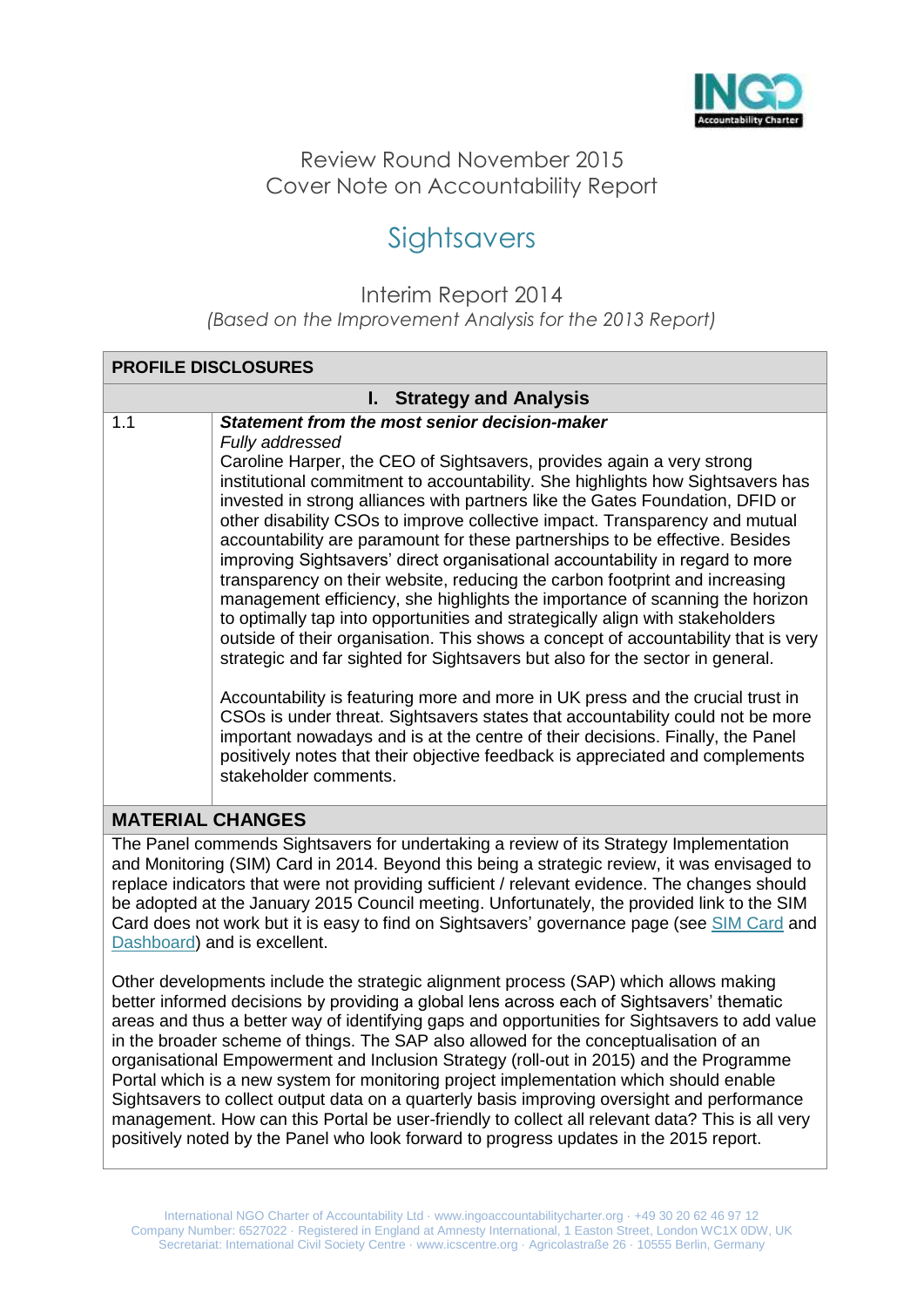Review Round November 2015
Cover Note on Accountability Report

# Sightsavers

## Interim Report 2014

*(Based on the Improvement Analysis for the 2013 Report)*

| PROFILE DISCLOSURES | |
|---|---|
| **I. Strategy and Analysis** | |
| 1.1 | ***Statement from the most senior decision-maker***<br>*Fully addressed*<br>Caroline Harper, the CEO of Sightsavers, provides again a very strong institutional commitment to accountability. She highlights how Sightsavers has invested in strong alliances with partners like the Gates Foundation, DFID or other disability CSOs to improve collective impact. Transparency and mutual accountability are paramount for these partnerships to be effective. Besides improving Sightsavers' direct organisational accountability in regard to more transparency on their website, reducing the carbon footprint and increasing management efficiency, she highlights the importance of scanning the horizon to optimally tap into opportunities and strategically align with stakeholders outside of their organisation. This shows a concept of accountability that is very strategic and far sighted for Sightsavers but also for the sector in general.<br><br>Accountability is featuring more and more in UK press and the crucial trust in CSOs is under threat. Sightsavers states that accountability could not be more important nowadays and is at the centre of their decisions. Finally, the Panel positively notes that their objective feedback is appreciated and complements stakeholder comments. |

## MATERIAL CHANGES

The Panel commends Sightsavers for undertaking a review of its Strategy Implementation and Monitoring (SIM) Card in 2014. Beyond this being a strategic review, it was envisaged to replace indicators that were not providing sufficient / relevant evidence. The changes should be adopted at the January 2015 Council meeting. Unfortunately, the provided link to the SIM Card does not work but it is easy to find on Sightsavers' governance page (see SIM Card and Dashboard) and is excellent.

Other developments include the strategic alignment process (SAP) which allows making better informed decisions by providing a global lens across each of Sightsavers' thematic areas and thus a better way of identifying gaps and opportunities for Sightsavers to add value in the broader scheme of things. The SAP also allowed for the conceptualisation of an organisational Empowerment and Inclusion Strategy (roll-out in 2015) and the Programme Portal which is a new system for monitoring project implementation which should enable Sightsavers to collect output data on a quarterly basis improving oversight and performance management. How can this Portal be user-friendly to collect all relevant data? This is all very positively noted by the Panel who look forward to progress updates in the 2015 report.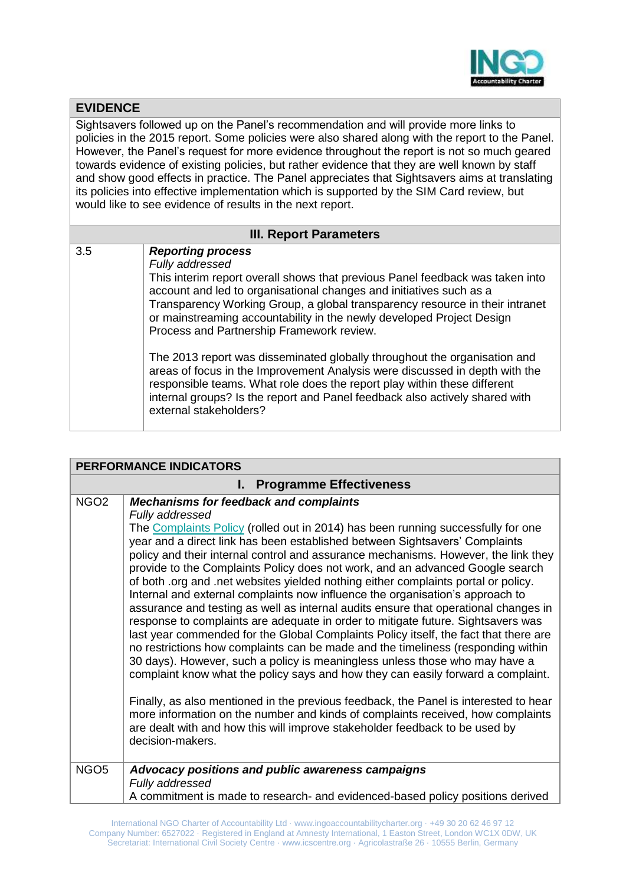| EVIDENCE |
| --- |
| Sightsavers followed up on the Panel's recommendation and will provide more links to policies in the 2015 report. Some policies were also shared along with the report to the Panel. However, the Panel's request for more evidence throughout the report is not so much geared towards evidence of existing policies, but rather evidence that they are well known by staff and show good effects in practice. The Panel appreciates that Sightsavers aims at translating its policies into effective implementation which is supported by the SIM Card review, but would like to see evidence of results in the next report. |

| III. Report Parameters | |
| --- | --- |
| 3.5 | ***Reporting process***<br>*Fully addressed*<br>This interim report overall shows that previous Panel feedback was taken into account and led to organisational changes and initiatives such as a Transparency Working Group, a global transparency resource in their intranet or mainstreaming accountability in the newly developed Project Design Process and Partnership Framework review.<br><br>The 2013 report was disseminated globally throughout the organisation and areas of focus in the Improvement Analysis were discussed in depth with the responsible teams. What role does the report play within these different internal groups? Is the report and Panel feedback also actively shared with external stakeholders? |

| PERFORMANCE INDICATORS | |
| --- | --- |
| **I. Programme Effectiveness** | |
| NGO2 | ***Mechanisms for feedback and complaints***<br>*Fully addressed*<br>The Complaints Policy (rolled out in 2014) has been running successfully for one year and a direct link has been established between Sightsavers' Complaints policy and their internal control and assurance mechanisms. However, the link they provide to the Complaints Policy does not work, and an advanced Google search of both .org and .net websites yielded nothing either complaints portal or policy. Internal and external complaints now influence the organisation's approach to assurance and testing as well as internal audits ensure that operational changes in response to complaints are adequate in order to mitigate future. Sightsavers was last year commended for the Global Complaints Policy itself, the fact that there are no restrictions how complaints can be made and the timeliness (responding within 30 days). However, such a policy is meaningless unless those who may have a complaint know what the policy says and how they can easily forward a complaint.<br><br>Finally, as also mentioned in the previous feedback, the Panel is interested to hear more information on the number and kinds of complaints received, how complaints are dealt with and how this will improve stakeholder feedback to be used by decision-makers. |
| NGO5 | ***Advocacy positions and public awareness campaigns***<br>*Fully addressed*<br>A commitment is made to research- and evidenced-based policy positions derived |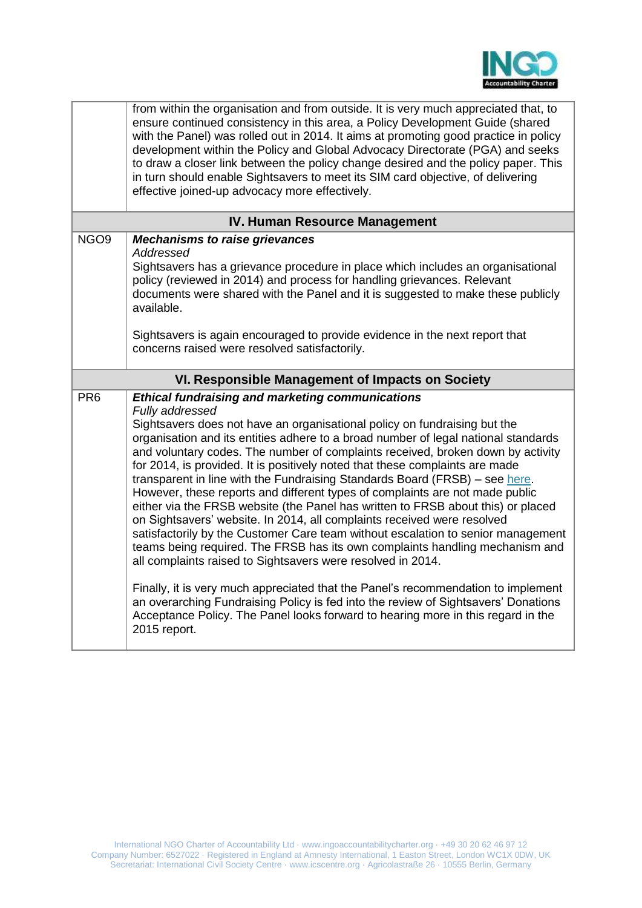| | |
|---|---|
| | from within the organisation and from outside. It is very much appreciated that, to ensure continued consistency in this area, a Policy Development Guide (shared with the Panel) was rolled out in 2014. It aims at promoting good practice in policy development within the Policy and Global Advocacy Directorate (PGA) and seeks to draw a closer link between the policy change desired and the policy paper. This in turn should enable Sightsavers to meet its SIM card objective, of delivering effective joined-up advocacy more effectively. |
| **IV. Human Resource Management** | |
| NGO9 | ***Mechanisms to raise grievances***<br>*Addressed*<br>Sightsavers has a grievance procedure in place which includes an organisational policy (reviewed in 2014) and process for handling grievances. Relevant documents were shared with the Panel and it is suggested to make these publicly available.<br><br>Sightsavers is again encouraged to provide evidence in the next report that concerns raised were resolved satisfactorily. |
| **VI. Responsible Management of Impacts on Society** | |
| PR6 | ***Ethical fundraising and marketing communications***<br>*Fully addressed*<br>Sightsavers does not have an organisational policy on fundraising but the organisation and its entities adhere to a broad number of legal national standards and voluntary codes. The number of complaints received, broken down by activity for 2014, is provided. It is positively noted that these complaints are made transparent in line with the Fundraising Standards Board (FRSB) – see here. However, these reports and different types of complaints are not made public either via the FRSB website (the Panel has written to FRSB about this) or placed on Sightsavers' website. In 2014, all complaints received were resolved satisfactorily by the Customer Care team without escalation to senior management teams being required. The FRSB has its own complaints handling mechanism and all complaints raised to Sightsavers were resolved in 2014.<br><br>Finally, it is very much appreciated that the Panel's recommendation to implement an overarching Fundraising Policy is fed into the review of Sightsavers' Donations Acceptance Policy. The Panel looks forward to hearing more in this regard in the 2015 report. |